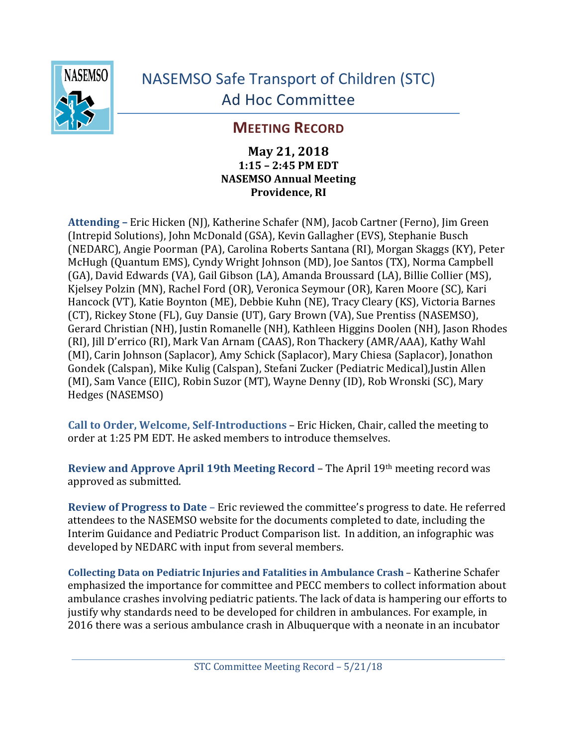# NASEMSO Safe Transport of Children (STC) Ad Hoc Committee

## MEETING RECORD

**May 21, 2018**
**1:15 – 2:45 PM EDT**
**NASEMSO Annual Meeting**
**Providence, RI**

**Attending** – Eric Hicken (NJ), Katherine Schafer (NM), Jacob Cartner (Ferno), Jim Green (Intrepid Solutions), John McDonald (GSA), Kevin Gallagher (EVS), Stephanie Busch (NEDARC), Angie Poorman (PA), Carolina Roberts Santana (RI), Morgan Skaggs (KY), Peter McHugh (Quantum EMS), Cyndy Wright Johnson (MD), Joe Santos (TX), Norma Campbell (GA), David Edwards (VA), Gail Gibson (LA), Amanda Broussard (LA), Billie Collier (MS), Kjelsey Polzin (MN), Rachel Ford (OR), Veronica Seymour (OR), Karen Moore (SC), Kari Hancock (VT), Katie Boynton (ME), Debbie Kuhn (NE), Tracy Cleary (KS), Victoria Barnes (CT), Rickey Stone (FL), Guy Dansie (UT), Gary Brown (VA), Sue Prentiss (NASEMSO), Gerard Christian (NH), Justin Romanelle (NH), Kathleen Higgins Doolen (NH), Jason Rhodes (RI), Jill D'errico (RI), Mark Van Arnam (CAAS), Ron Thackery (AMR/AAA), Kathy Wahl (MI), Carin Johnson (Saplacor), Amy Schick (Saplacor), Mary Chiesa (Saplacor), Jonathon Gondek (Calspan), Mike Kulig (Calspan), Stefani Zucker (Pediatric Medical),Justin Allen (MI), Sam Vance (EIIC), Robin Suzor (MT), Wayne Denny (ID), Rob Wronski (SC), Mary Hedges (NASEMSO)

**Call to Order, Welcome, Self-Introductions** – Eric Hicken, Chair, called the meeting to order at 1:25 PM EDT. He asked members to introduce themselves.

**Review and Approve April 19th Meeting Record** – The April 19th meeting record was approved as submitted.

**Review of Progress to Date** – Eric reviewed the committee's progress to date. He referred attendees to the NASEMSO website for the documents completed to date, including the Interim Guidance and Pediatric Product Comparison list. In addition, an infographic was developed by NEDARC with input from several members.

**Collecting Data on Pediatric Injuries and Fatalities in Ambulance Crash** – Katherine Schafer emphasized the importance for committee and PECC members to collect information about ambulance crashes involving pediatric patients. The lack of data is hampering our efforts to justify why standards need to be developed for children in ambulances. For example, in 2016 there was a serious ambulance crash in Albuquerque with a neonate in an incubator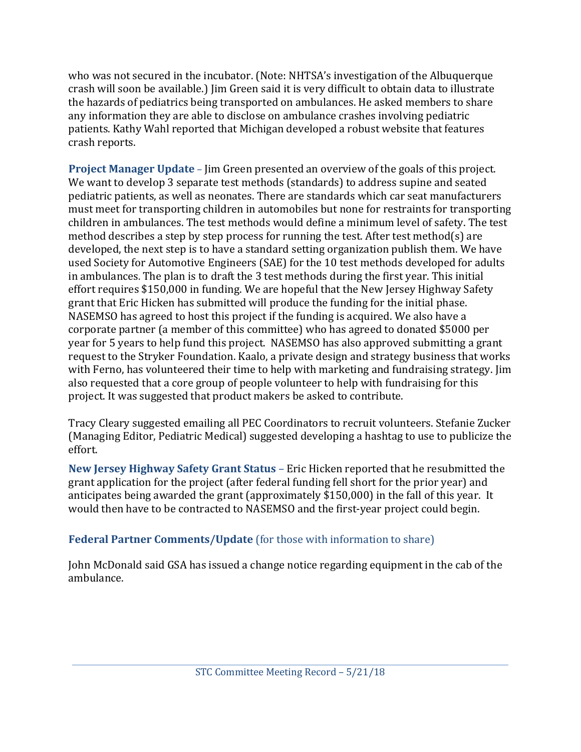who was not secured in the incubator. (Note: NHTSA's investigation of the Albuquerque crash will soon be available.) Jim Green said it is very difficult to obtain data to illustrate the hazards of pediatrics being transported on ambulances. He asked members to share any information they are able to disclose on ambulance crashes involving pediatric patients. Kathy Wahl reported that Michigan developed a robust website that features crash reports.

**Project Manager Update** – Jim Green presented an overview of the goals of this project. We want to develop 3 separate test methods (standards) to address supine and seated pediatric patients, as well as neonates. There are standards which car seat manufacturers must meet for transporting children in automobiles but none for restraints for transporting children in ambulances. The test methods would define a minimum level of safety. The test method describes a step by step process for running the test. After test method(s) are developed, the next step is to have a standard setting organization publish them. We have used Society for Automotive Engineers (SAE) for the 10 test methods developed for adults in ambulances. The plan is to draft the 3 test methods during the first year. This initial effort requires $150,000 in funding. We are hopeful that the New Jersey Highway Safety grant that Eric Hicken has submitted will produce the funding for the initial phase. NASEMSO has agreed to host this project if the funding is acquired. We also have a corporate partner (a member of this committee) who has agreed to donated $5000 per year for 5 years to help fund this project. NASEMSO has also approved submitting a grant request to the Stryker Foundation. Kaalo, a private design and strategy business that works with Ferno, has volunteered their time to help with marketing and fundraising strategy. Jim also requested that a core group of people volunteer to help with fundraising for this project. It was suggested that product makers be asked to contribute.

Tracy Cleary suggested emailing all PEC Coordinators to recruit volunteers. Stefanie Zucker (Managing Editor, Pediatric Medical) suggested developing a hashtag to use to publicize the effort.

**New Jersey Highway Safety Grant Status** – Eric Hicken reported that he resubmitted the grant application for the project (after federal funding fell short for the prior year) and anticipates being awarded the grant (approximately $150,000) in the fall of this year. It would then have to be contracted to NASEMSO and the first-year project could begin.

### **Federal Partner Comments/Update** (for those with information to share)

John McDonald said GSA has issued a change notice regarding equipment in the cab of the ambulance.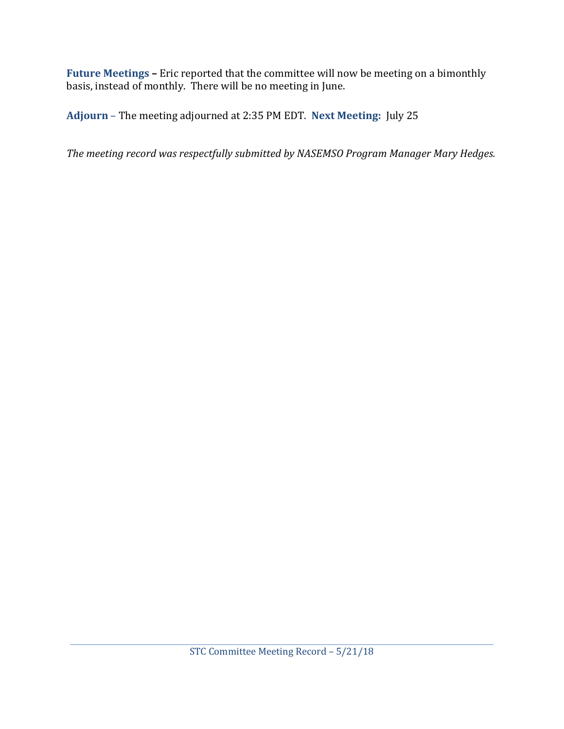**Future Meetings –** Eric reported that the committee will now be meeting on a bimonthly basis, instead of monthly. There will be no meeting in June.

**Adjourn** – The meeting adjourned at 2:35 PM EDT. **Next Meeting:** July 25

*The meeting record was respectfully submitted by NASEMSO Program Manager Mary Hedges.*